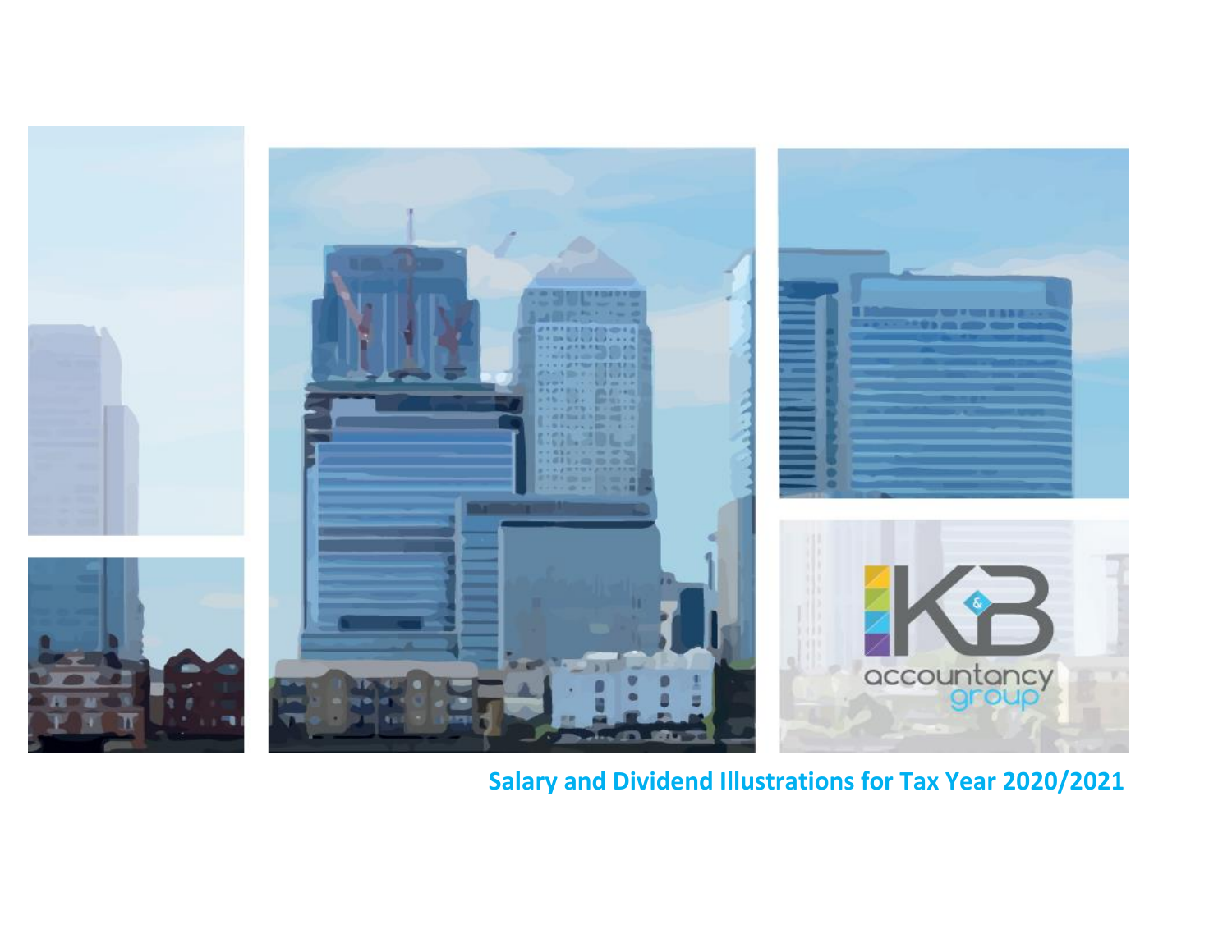# Salary and Dividend Illustrations for Tax Year 2020/2021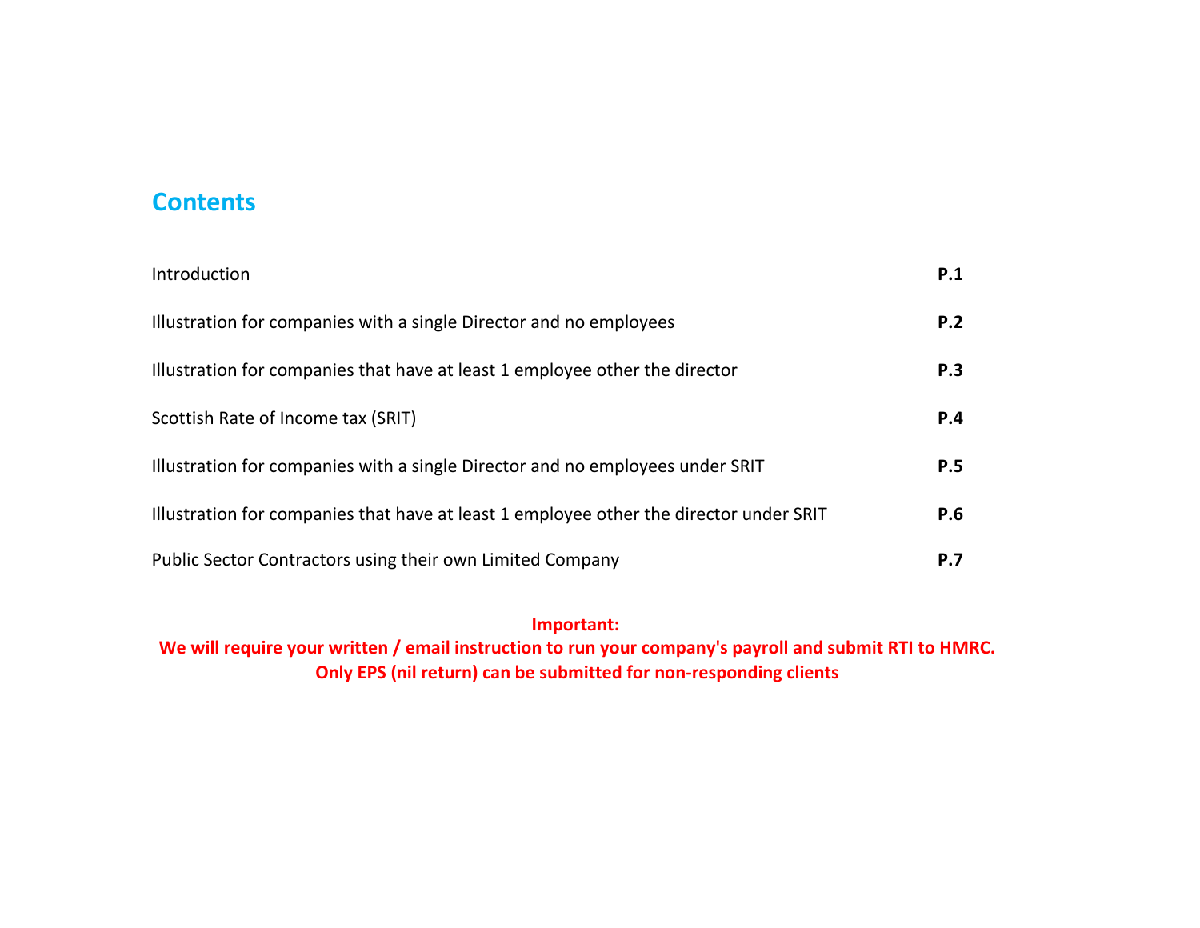## Contents

| | |
|---|---|
| Introduction | **P.1** |
| Illustration for companies with a single Director and no employees | **P.2** |
| Illustration for companies that have at least 1 employee other the director | **P.3** |
| Scottish Rate of Income tax (SRIT) | **P.4** |
| Illustration for companies with a single Director and no employees under SRIT | **P.5** |
| Illustration for companies that have at least 1 employee other the director under SRIT | **P.6** |
| Public Sector Contractors using their own Limited Company | **P.7** |

**Important:**
**We will require your written / email instruction to run your company's payroll and submit RTI to HMRC.**
**Only EPS (nil return) can be submitted for non-responding clients**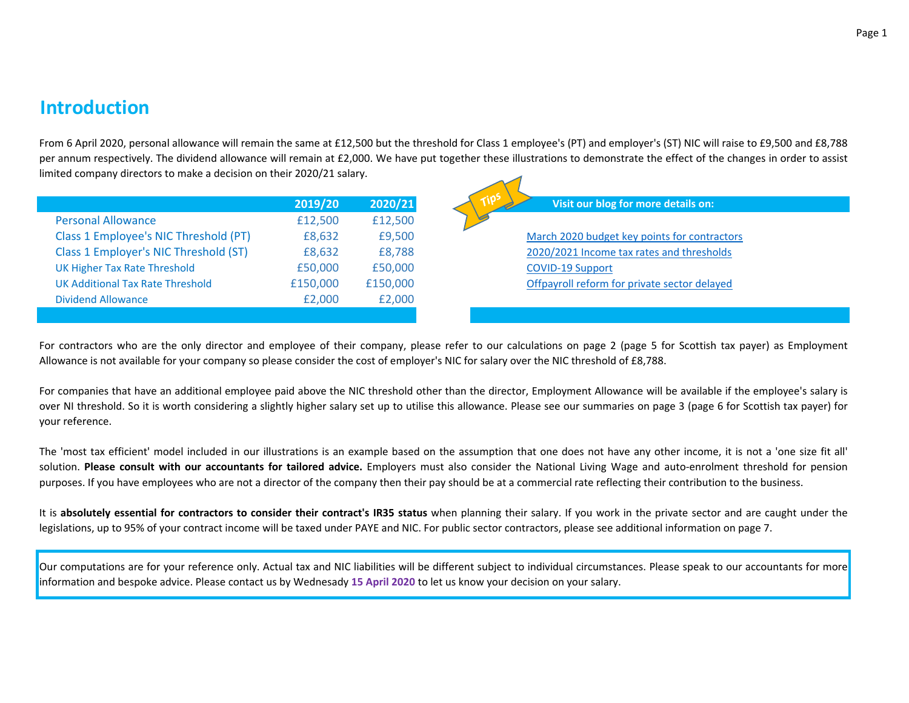## Introduction

From 6 April 2020, personal allowance will remain the same at £12,500 but the threshold for Class 1 employee's (PT) and employer's (ST) NIC will raise to £9,500 and £8,788 per annum respectively. The dividend allowance will remain at £2,000. We have put together these illustrations to demonstrate the effect of the changes in order to assist limited company directors to make a decision on their 2020/21 salary.

| | 2019/20 | 2020/21 |
|---|---|---|
| Personal Allowance | £12,500 | £12,500 |
| Class 1 Employee's NIC Threshold (PT) | £8,632 | £9,500 |
| Class 1 Employer's NIC Threshold (ST) | £8,632 | £8,788 |
| UK Higher Tax Rate Threshold | £50,000 | £50,000 |
| UK Additional Tax Rate Threshold | £150,000 | £150,000 |
| Dividend Allowance | £2,000 | £2,000 |

Tips

**Visit our blog for more details on:**

- March 2020 budget key points for contractors
- 2020/2021 Income tax rates and thresholds
- COVID-19 Support
- Offpayroll reform for private sector delayed

For contractors who are the only director and employee of their company, please refer to our calculations on page 2 (page 5 for Scottish tax payer) as Employment Allowance is not available for your company so please consider the cost of employer's NIC for salary over the NIC threshold of £8,788.

For companies that have an additional employee paid above the NIC threshold other than the director, Employment Allowance will be available if the employee's salary is over NI threshold. So it is worth considering a slightly higher salary set up to utilise this allowance. Please see our summaries on page 3 (page 6 for Scottish tax payer) for your reference.

The 'most tax efficient' model included in our illustrations is an example based on the assumption that one does not have any other income, it is not a 'one size fit all' solution. **Please consult with our accountants for tailored advice.** Employers must also consider the National Living Wage and auto-enrolment threshold for pension purposes. If you have employees who are not a director of the company then their pay should be at a commercial rate reflecting their contribution to the business.

It is **absolutely essential for contractors to consider their contract's IR35 status** when planning their salary. If you work in the private sector and are caught under the legislations, up to 95% of your contract income will be taxed under PAYE and NIC. For public sector contractors, please see additional information on page 7.

Our computations are for your reference only. Actual tax and NIC liabilities will be different subject to individual circumstances. Please speak to our accountants for more information and bespoke advice. Please contact us by Wednesady **15 April 2020** to let us know your decision on your salary.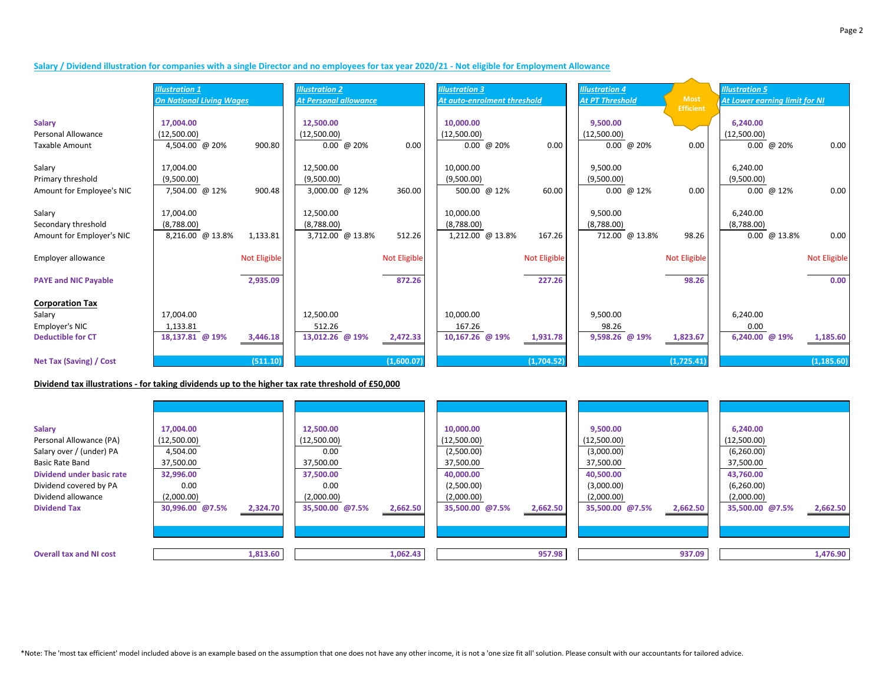## Salary / Dividend illustration for companies with a single Director and no employees for tax year 2020/21 - Not eligible for Employment Allowance

| | *Illustration 1* *On National Living Wages* | | | *Illustration 2* *At Personal allowance* | | | *Illustration 3* *At auto-enrolment threshold* | | | *Illustration 4* *At PT Threshold* (Most Efficient) | | | *Illustration 5* *At Lower earning limit for NI* | | |
|---|---|---|---|---|---|---|---|---|---|---|---|---|---|---|---|
| **Salary** | **17,004.00** | | | **12,500.00** | | | **10,000.00** | | | **9,500.00** | | | **6,240.00** | | |
| Personal Allowance | (12,500.00) | | | (12,500.00) | | | (12,500.00) | | | (12,500.00) | | | (12,500.00) | | |
| Taxable Amount | 4,504.00 | @ 20% | 900.80 | 0.00 | @ 20% | 0.00 | 0.00 | @ 20% | 0.00 | 0.00 | @ 20% | 0.00 | 0.00 | @ 20% | 0.00 |
| | | | | | | | | | | | | | | | |
| Salary | 17,004.00 | | | 12,500.00 | | | 10,000.00 | | | 9,500.00 | | | 6,240.00 | | |
| Primary threshold | (9,500.00) | | | (9,500.00) | | | (9,500.00) | | | (9,500.00) | | | (9,500.00) | | |
| Amount for Employee's NIC | 7,504.00 | @ 12% | 900.48 | 3,000.00 | @ 12% | 360.00 | 500.00 | @ 12% | 60.00 | 0.00 | @ 12% | 0.00 | 0.00 | @ 12% | 0.00 |
| | | | | | | | | | | | | | | | |
| Salary | 17,004.00 | | | 12,500.00 | | | 10,000.00 | | | 9,500.00 | | | 6,240.00 | | |
| Secondary threshold | (8,788.00) | | | (8,788.00) | | | (8,788.00) | | | (8,788.00) | | | (8,788.00) | | |
| Amount for Employer's NIC | 8,216.00 | @ 13.8% | 1,133.81 | 3,712.00 | @ 13.8% | 512.26 | 1,212.00 | @ 13.8% | 167.26 | 712.00 | @ 13.8% | 98.26 | 0.00 | @ 13.8% | 0.00 |
| | | | | | | | | | | | | | | | |
| Employer allowance | | | Not Eligible | | | Not Eligible | | | Not Eligible | | | Not Eligible | | | Not Eligible |
| | | | | | | | | | | | | | | | |
| **PAYE and NIC Payable** | | | **2,935.09** | | | **872.26** | | | **227.26** | | | **98.26** | | | **0.00** |
| | | | | | | | | | | | | | | | |
| **Corporation Tax** | | | | | | | | | | | | | | | |
| Salary | 17,004.00 | | | 12,500.00 | | | 10,000.00 | | | 9,500.00 | | | 6,240.00 | | |
| Employer's NIC | 1,133.81 | | | 512.26 | | | 167.26 | | | 98.26 | | | 0.00 | | |
| **Deductible for CT** | **18,137.81** | **@ 19%** | **3,446.18** | **13,012.26** | **@ 19%** | **2,472.33** | **10,167.26** | **@ 19%** | **1,931.78** | **9,598.26** | **@ 19%** | **1,823.67** | **6,240.00** | **@ 19%** | **1,185.60** |
| | | | | | | | | | | | | | | | |
| **Net Tax (Saving) / Cost** | | | **(511.10)** | | | **(1,600.07)** | | | **(1,704.52)** | | | **(1,725.41)** | | | **(1,185.60)** |

## Dividend tax illustrations - for taking dividends up to the higher tax rate threshold of £50,000

| | | | | | | | | | | | | | | | |
|---|---|---|---|---|---|---|---|---|---|---|---|---|---|---|---|
| **Salary** | **17,004.00** | | | **12,500.00** | | | **10,000.00** | | | **9,500.00** | | | **6,240.00** | | |
| Personal Allowance (PA) | (12,500.00) | | | (12,500.00) | | | (12,500.00) | | | (12,500.00) | | | (12,500.00) | | |
| Salary over / (under) PA | 4,504.00 | | | 0.00 | | | (2,500.00) | | | (3,000.00) | | | (6,260.00) | | |
| Basic Rate Band | 37,500.00 | | | 37,500.00 | | | 37,500.00 | | | 37,500.00 | | | 37,500.00 | | |
| **Dividend under basic rate** | **32,996.00** | | | **37,500.00** | | | **40,000.00** | | | **40,500.00** | | | **43,760.00** | | |
| Dividend covered by PA | 0.00 | | | 0.00 | | | (2,500.00) | | | (3,000.00) | | | (6,260.00) | | |
| Dividend allowance | (2,000.00) | | | (2,000.00) | | | (2,000.00) | | | (2,000.00) | | | (2,000.00) | | |
| **Dividend Tax** | **30,996.00** | **@7.5%** | **2,324.70** | **35,500.00** | **@7.5%** | **2,662.50** | **35,500.00** | **@7.5%** | **2,662.50** | **35,500.00** | **@7.5%** | **2,662.50** | **35,500.00** | **@7.5%** | **2,662.50** |
| | | | | | | | | | | | | | | | |
| **Overall tax and NI cost** | | | **1,813.60** | | | **1,062.43** | | | **957.98** | | | **937.09** | | | **1,476.90** |

*Note: The 'most tax efficient' model included above is an example based on the assumption that one does not have any other income, it is not a 'one size fit all' solution. Please consult with our accountants for tailored advice.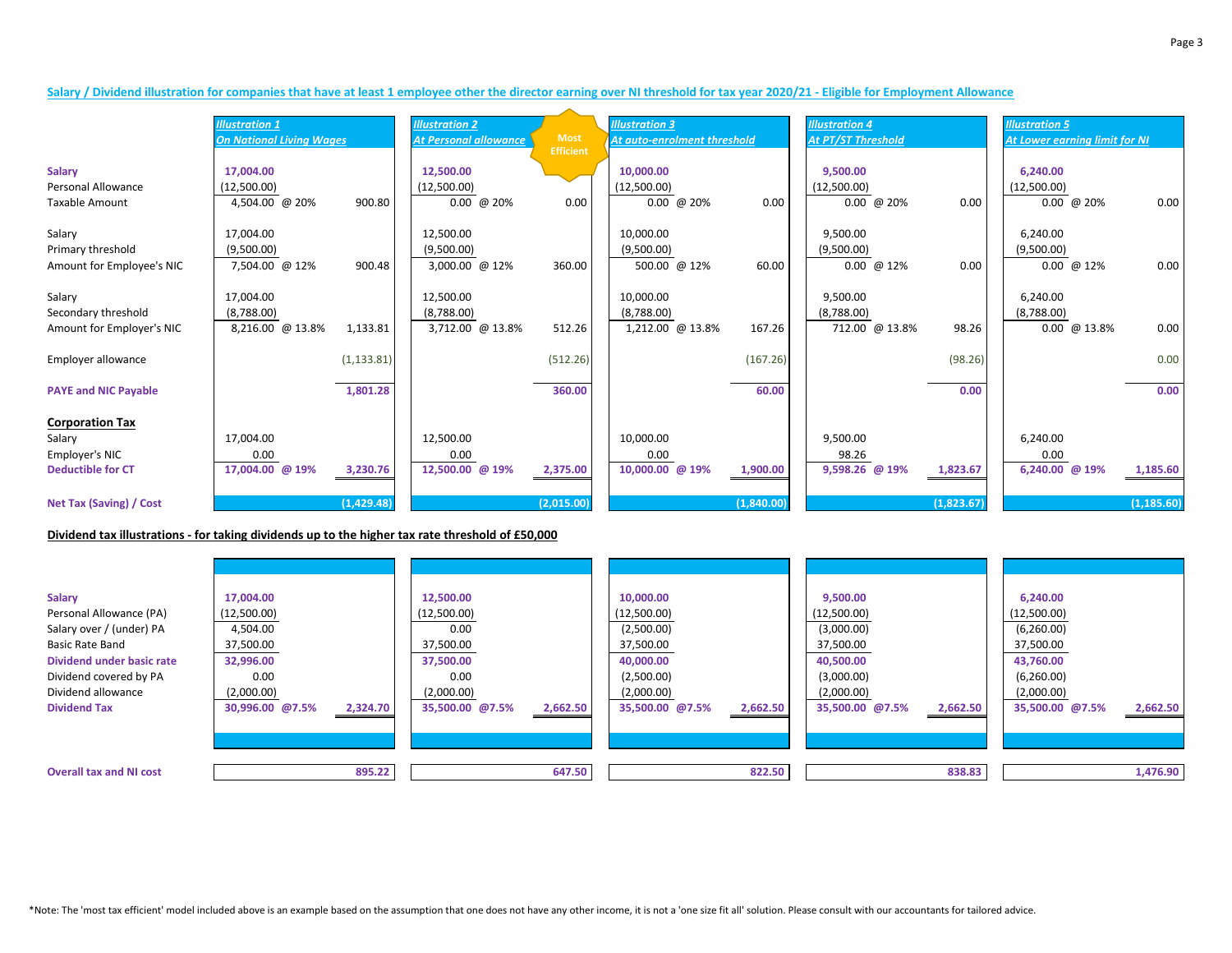**Salary / Dividend illustration for companies that have at least 1 employee other the director earning over NI threshold for tax year 2020/21 - Eligible for Employment Allowance**

| | *Illustration 1* | | | *Illustration 2* | | | *Illustration 3* | | | *Illustration 4* | | | *Illustration 5* | | |
|---|---|---|---|---|---|---|---|---|---|---|---|---|---|---|---|
| | *On National Living Wages* | | | *At Personal allowance* (Most Efficient) | | | *At auto-enrolment threshold* | | | *At PT/ST Threshold* | | | *At Lower earning limit for NI* | | |
| **Salary** | **17,004.00** | | | **12,500.00** | | | **10,000.00** | | | **9,500.00** | | | **6,240.00** | | |
| Personal Allowance | (12,500.00) | | | (12,500.00) | | | (12,500.00) | | | (12,500.00) | | | (12,500.00) | | |
| Taxable Amount | 4,504.00 | @ 20% | 900.80 | 0.00 | @ 20% | 0.00 | 0.00 | @ 20% | 0.00 | 0.00 | @ 20% | 0.00 | 0.00 | @ 20% | 0.00 |
| | | | | | | | | | | | | | | | |
| Salary | 17,004.00 | | | 12,500.00 | | | 10,000.00 | | | 9,500.00 | | | 6,240.00 | | |
| Primary threshold | (9,500.00) | | | (9,500.00) | | | (9,500.00) | | | (9,500.00) | | | (9,500.00) | | |
| Amount for Employee's NIC | 7,504.00 | @ 12% | 900.48 | 3,000.00 | @ 12% | 360.00 | 500.00 | @ 12% | 60.00 | 0.00 | @ 12% | 0.00 | 0.00 | @ 12% | 0.00 |
| | | | | | | | | | | | | | | | |
| Salary | 17,004.00 | | | 12,500.00 | | | 10,000.00 | | | 9,500.00 | | | 6,240.00 | | |
| Secondary threshold | (8,788.00) | | | (8,788.00) | | | (8,788.00) | | | (8,788.00) | | | (8,788.00) | | |
| Amount for Employer's NIC | 8,216.00 | @ 13.8% | 1,133.81 | 3,712.00 | @ 13.8% | 512.26 | 1,212.00 | @ 13.8% | 167.26 | 712.00 | @ 13.8% | 98.26 | 0.00 | @ 13.8% | 0.00 |
| | | | | | | | | | | | | | | | |
| Employer allowance | | | (1,133.81) | | | (512.26) | | | (167.26) | | | (98.26) | | | 0.00 |
| | | | | | | | | | | | | | | | |
| **PAYE and NIC Payable** | | | **1,801.28** | | | **360.00** | | | **60.00** | | | **0.00** | | | **0.00** |
| | | | | | | | | | | | | | | | |
| **Corporation Tax** | | | | | | | | | | | | | | | |
| Salary | 17,004.00 | | | 12,500.00 | | | 10,000.00 | | | 9,500.00 | | | 6,240.00 | | |
| Employer's NIC | 0.00 | | | 0.00 | | | 0.00 | | | 98.26 | | | 0.00 | | |
| **Deductible for CT** | **17,004.00** | **@ 19%** | **3,230.76** | **12,500.00** | **@ 19%** | **2,375.00** | **10,000.00** | **@ 19%** | **1,900.00** | **9,598.26** | **@ 19%** | **1,823.67** | **6,240.00** | **@ 19%** | **1,185.60** |
| | | | | | | | | | | | | | | | |
| **Net Tax (Saving) / Cost** | | | **(1,429.48)** | | | **(2,015.00)** | | | **(1,840.00)** | | | **(1,823.67)** | | | **(1,185.60)** |

**Dividend tax illustrations - for taking dividends up to the higher tax rate threshold of £50,000**

| | Illustration 1 | | | Illustration 2 | | | Illustration 3 | | | Illustration 4 | | | Illustration 5 | | |
|---|---|---|---|---|---|---|---|---|---|---|---|---|---|---|---|
| **Salary** | **17,004.00** | | | **12,500.00** | | | **10,000.00** | | | **9,500.00** | | | **6,240.00** | | |
| Personal Allowance (PA) | (12,500.00) | | | (12,500.00) | | | (12,500.00) | | | (12,500.00) | | | (12,500.00) | | |
| Salary over / (under) PA | 4,504.00 | | | 0.00 | | | (2,500.00) | | | (3,000.00) | | | (6,260.00) | | |
| Basic Rate Band | 37,500.00 | | | 37,500.00 | | | 37,500.00 | | | 37,500.00 | | | 37,500.00 | | |
| **Dividend under basic rate** | **32,996.00** | | | **37,500.00** | | | **40,000.00** | | | **40,500.00** | | | **43,760.00** | | |
| Dividend covered by PA | 0.00 | | | 0.00 | | | (2,500.00) | | | (3,000.00) | | | (6,260.00) | | |
| Dividend allowance | (2,000.00) | | | (2,000.00) | | | (2,000.00) | | | (2,000.00) | | | (2,000.00) | | |
| **Dividend Tax** | **30,996.00** | **@7.5%** | **2,324.70** | **35,500.00** | **@7.5%** | **2,662.50** | **35,500.00** | **@7.5%** | **2,662.50** | **35,500.00** | **@7.5%** | **2,662.50** | **35,500.00** | **@7.5%** | **2,662.50** |
| | | | | | | | | | | | | | | | |
| **Overall tax and NI cost** | | | **895.22** | | | **647.50** | | | **822.50** | | | **838.83** | | | **1,476.90** |

*Note: The 'most tax efficient' model included above is an example based on the assumption that one does not have any other income, it is not a 'one size fit all' solution. Please consult with our accountants for tailored advice.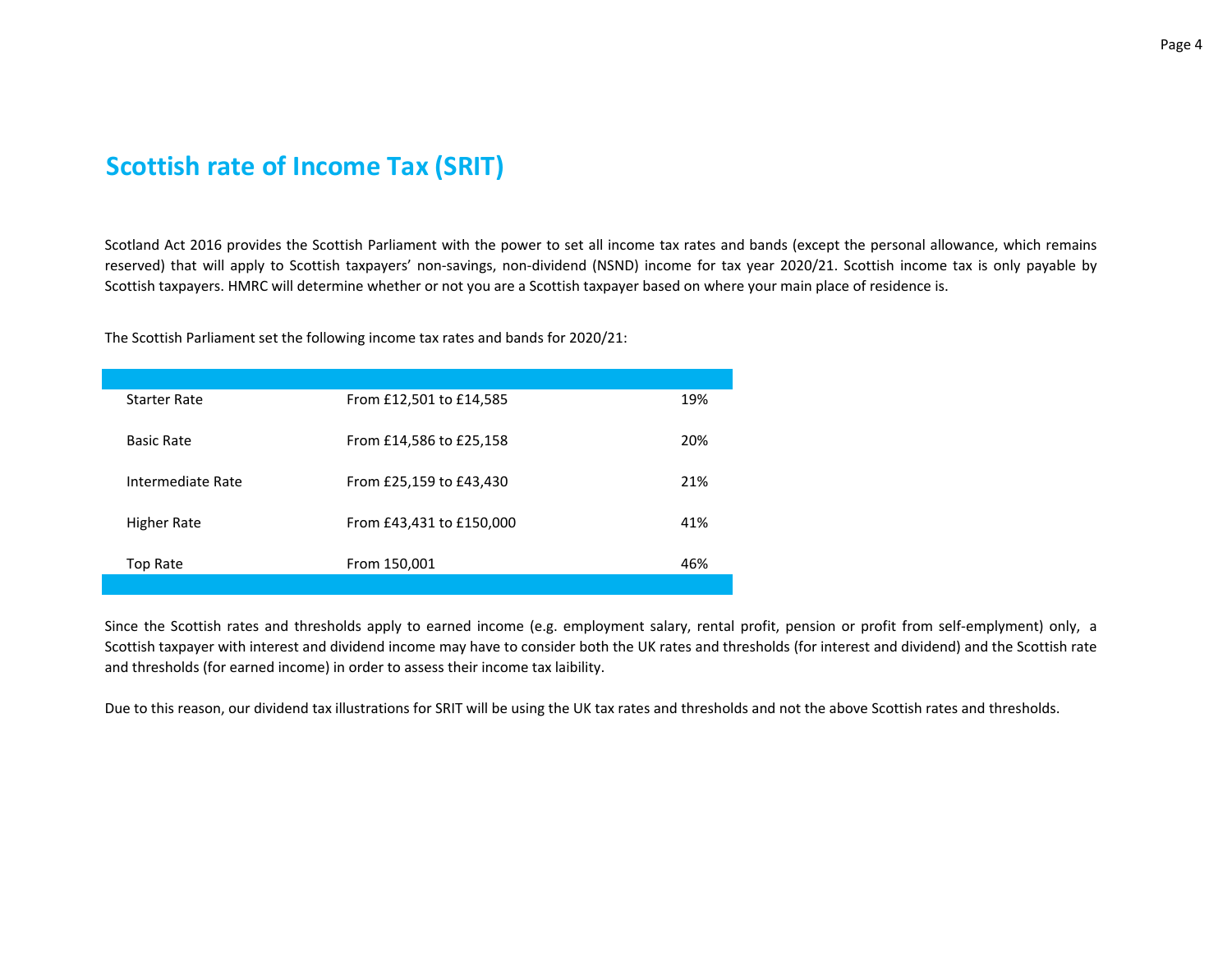# Scottish rate of Income Tax (SRIT)

Scotland Act 2016 provides the Scottish Parliament with the power to set all income tax rates and bands (except the personal allowance, which remains reserved) that will apply to Scottish taxpayers' non-savings, non-dividend (NSND) income for tax year 2020/21. Scottish income tax is only payable by Scottish taxpayers. HMRC will determine whether or not you are a Scottish taxpayer based on where your main place of residence is.

The Scottish Parliament set the following income tax rates and bands for 2020/21:

| | | |
|---|---|---|
| Starter Rate | From £12,501 to £14,585 | 19% |
| Basic Rate | From £14,586 to £25,158 | 20% |
| Intermediate Rate | From £25,159 to £43,430 | 21% |
| Higher Rate | From £43,431 to £150,000 | 41% |
| Top Rate | From 150,001 | 46% |

Since the Scottish rates and thresholds apply to earned income (e.g. employment salary, rental profit, pension or profit from self-emplyment) only, a Scottish taxpayer with interest and dividend income may have to consider both the UK rates and thresholds (for interest and dividend) and the Scottish rate and thresholds (for earned income) in order to assess their income tax laibility.

Due to this reason, our dividend tax illustrations for SRIT will be using the UK tax rates and thresholds and not the above Scottish rates and thresholds.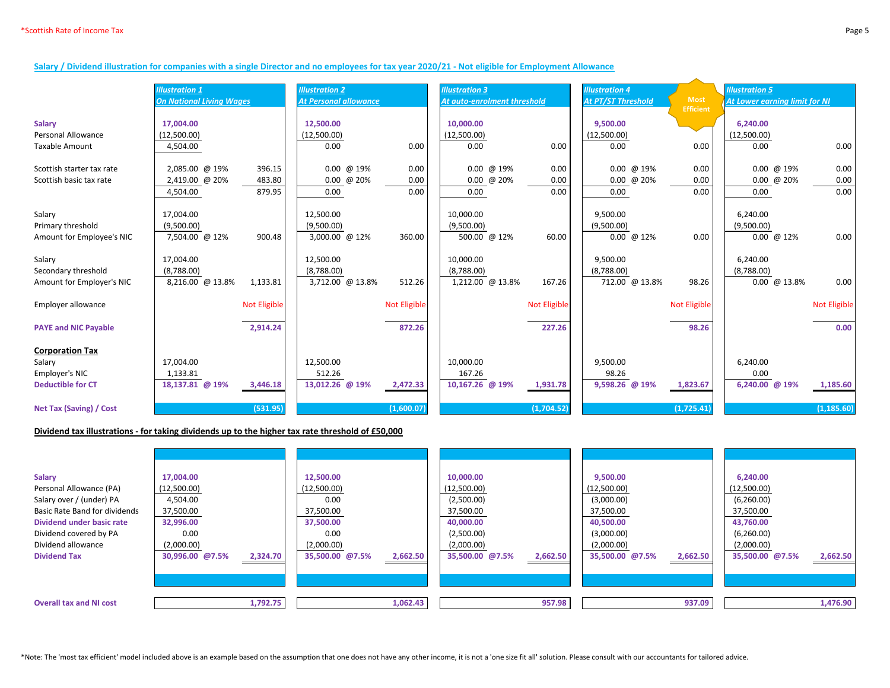*Scottish Rate of Income Tax

**Salary / Dividend illustration for companies with a single Director and no employees for tax year 2020/21 - Not eligible for Employment Allowance**

| | ***Illustration 1*** *On National Living Wages* | | | ***Illustration 2*** *At Personal allowance* | | | ***Illustration 3*** *At auto-enrolment threshold* | | | ***Illustration 4*** *At PT/ST Threshold* (Most Efficient) | | | ***Illustration 5*** *At Lower earning limit for NI* | | |
|---|---|---|---|---|---|---|---|---|---|---|---|---|---|---|---|
| **Salary** | **17,004.00** | | | **12,500.00** | | | **10,000.00** | | | **9,500.00** | | | **6,240.00** | | |
| Personal Allowance | (12,500.00) | | | (12,500.00) | | | (12,500.00) | | | (12,500.00) | | | (12,500.00) | | |
| Taxable Amount | 4,504.00 | | | 0.00 | | 0.00 | 0.00 | | 0.00 | 0.00 | | 0.00 | 0.00 | | 0.00 |
| Scottish starter tax rate | 2,085.00 | @ 19% | 396.15 | 0.00 | @ 19% | 0.00 | 0.00 | @ 19% | 0.00 | 0.00 | @ 19% | 0.00 | 0.00 | @ 19% | 0.00 |
| Scottish basic tax rate | 2,419.00 | @ 20% | 483.80 | 0.00 | @ 20% | 0.00 | 0.00 | @ 20% | 0.00 | 0.00 | @ 20% | 0.00 | 0.00 | @ 20% | 0.00 |
| | 4,504.00 | | 879.95 | 0.00 | | 0.00 | 0.00 | | 0.00 | 0.00 | | 0.00 | 0.00 | | 0.00 |
| Salary | 17,004.00 | | | 12,500.00 | | | 10,000.00 | | | 9,500.00 | | | 6,240.00 | | |
| Primary threshold | (9,500.00) | | | (9,500.00) | | | (9,500.00) | | | (9,500.00) | | | (9,500.00) | | |
| Amount for Employee's NIC | 7,504.00 | @ 12% | 900.48 | 3,000.00 | @ 12% | 360.00 | 500.00 | @ 12% | 60.00 | 0.00 | @ 12% | 0.00 | 0.00 | @ 12% | 0.00 |
| Salary | 17,004.00 | | | 12,500.00 | | | 10,000.00 | | | 9,500.00 | | | 6,240.00 | | |
| Secondary threshold | (8,788.00) | | | (8,788.00) | | | (8,788.00) | | | (8,788.00) | | | (8,788.00) | | |
| Amount for Employer's NIC | 8,216.00 | @ 13.8% | 1,133.81 | 3,712.00 | @ 13.8% | 512.26 | 1,212.00 | @ 13.8% | 167.26 | 712.00 | @ 13.8% | 98.26 | 0.00 | @ 13.8% | 0.00 |
| Employer allowance | | | Not Eligible | | | Not Eligible | | | Not Eligible | | | Not Eligible | | | Not Eligible |
| **PAYE and NIC Payable** | | | **2,914.24** | | | **872.26** | | | **227.26** | | | **98.26** | | | **0.00** |
| **Corporation Tax** | | | | | | | | | | | | | | | |
| Salary | 17,004.00 | | | 12,500.00 | | | 10,000.00 | | | 9,500.00 | | | 6,240.00 | | |
| Employer's NIC | 1,133.81 | | | 512.26 | | | 167.26 | | | 98.26 | | | 0.00 | | |
| **Deductible for CT** | **18,137.81** | **@ 19%** | **3,446.18** | **13,012.26** | **@ 19%** | **2,472.33** | **10,167.26** | **@ 19%** | **1,931.78** | **9,598.26** | **@ 19%** | **1,823.67** | **6,240.00** | **@ 19%** | **1,185.60** |
| **Net Tax (Saving) / Cost** | | | **(531.95)** | | | **(1,600.07)** | | | **(1,704.52)** | | | **(1,725.41)** | | | **(1,185.60)** |

**Dividend tax illustrations - for taking dividends up to the higher tax rate threshold of £50,000**

| | Illustration 1 | | | Illustration 2 | | | Illustration 3 | | | Illustration 4 | | | Illustration 5 | | |
|---|---|---|---|---|---|---|---|---|---|---|---|---|---|---|---|
| **Salary** | **17,004.00** | | | **12,500.00** | | | **10,000.00** | | | **9,500.00** | | | **6,240.00** | | |
| Personal Allowance (PA) | (12,500.00) | | | (12,500.00) | | | (12,500.00) | | | (12,500.00) | | | (12,500.00) | | |
| Salary over / (under) PA | 4,504.00 | | | 0.00 | | | (2,500.00) | | | (3,000.00) | | | (6,260.00) | | |
| Basic Rate Band for dividends | 37,500.00 | | | 37,500.00 | | | 37,500.00 | | | 37,500.00 | | | 37,500.00 | | |
| **Dividend under basic rate** | **32,996.00** | | | **37,500.00** | | | **40,000.00** | | | **40,500.00** | | | **43,760.00** | | |
| Dividend covered by PA | 0.00 | | | 0.00 | | | (2,500.00) | | | (3,000.00) | | | (6,260.00) | | |
| Dividend allowance | (2,000.00) | | | (2,000.00) | | | (2,000.00) | | | (2,000.00) | | | (2,000.00) | | |
| **Dividend Tax** | **30,996.00** | **@7.5%** | **2,324.70** | **35,500.00** | **@7.5%** | **2,662.50** | **35,500.00** | **@7.5%** | **2,662.50** | **35,500.00** | **@7.5%** | **2,662.50** | **35,500.00** | **@7.5%** | **2,662.50** |
| **Overall tax and NI cost** | | | **1,792.75** | | | **1,062.43** | | | **957.98** | | | **937.09** | | | **1,476.90** |

*Note: The 'most tax efficient' model included above is an example based on the assumption that one does not have any other income, it is not a 'one size fit all' solution. Please consult with our accountants for tailored advice.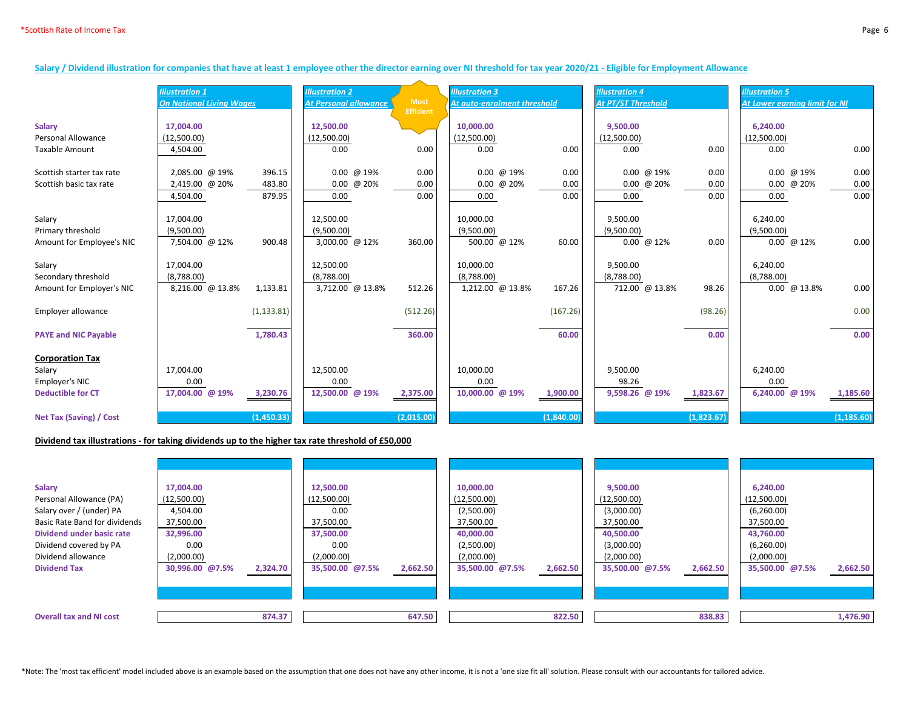*Scottish Rate of Income Tax

## Salary / Dividend illustration for companies that have at least 1 employee other the director earning over NI threshold for tax year 2020/21 - Eligible for Employment Allowance

| | *Illustration 1* | | *Illustration 2* | | *Illustration 3* | | *Illustration 4* | | *Illustration 5* | |
|---|---|---|---|---|---|---|---|---|---|---|
| | *On National Living Wages* | | *At Personal allowance* | Most Efficient | *At auto-enrolment threshold* | | *At PT/ST Threshold* | | *At Lower earning limit for NI* | |
| **Salary** | **17,004.00** | | **12,500.00** | | **10,000.00** | | **9,500.00** | | **6,240.00** | |
| Personal Allowance | (12,500.00) | | (12,500.00) | | (12,500.00) | | (12,500.00) | | (12,500.00) | |
| Taxable Amount | 4,504.00 | | 0.00 | 0.00 | 0.00 | 0.00 | 0.00 | 0.00 | 0.00 | 0.00 |
| Scottish starter tax rate | 2,085.00 @ 19% | 396.15 | 0.00 @ 19% | 0.00 | 0.00 @ 19% | 0.00 | 0.00 @ 19% | 0.00 | 0.00 @ 19% | 0.00 |
| Scottish basic tax rate | 2,419.00 @ 20% | 483.80 | 0.00 @ 20% | 0.00 | 0.00 @ 20% | 0.00 | 0.00 @ 20% | 0.00 | 0.00 @ 20% | 0.00 |
| | 4,504.00 | 879.95 | 0.00 | 0.00 | 0.00 | 0.00 | 0.00 | 0.00 | 0.00 | 0.00 |
| Salary | 17,004.00 | | 12,500.00 | | 10,000.00 | | 9,500.00 | | 6,240.00 | |
| Primary threshold | (9,500.00) | | (9,500.00) | | (9,500.00) | | (9,500.00) | | (9,500.00) | |
| Amount for Employee's NIC | 7,504.00 @ 12% | 900.48 | 3,000.00 @ 12% | 360.00 | 500.00 @ 12% | 60.00 | 0.00 @ 12% | 0.00 | 0.00 @ 12% | 0.00 |
| Salary | 17,004.00 | | 12,500.00 | | 10,000.00 | | 9,500.00 | | 6,240.00 | |
| Secondary threshold | (8,788.00) | | (8,788.00) | | (8,788.00) | | (8,788.00) | | (8,788.00) | |
| Amount for Employer's NIC | 8,216.00 @ 13.8% | 1,133.81 | 3,712.00 @ 13.8% | 512.26 | 1,212.00 @ 13.8% | 167.26 | 712.00 @ 13.8% | 98.26 | 0.00 @ 13.8% | 0.00 |
| Employer allowance | | (1,133.81) | | (512.26) | | (167.26) | | (98.26) | | 0.00 |
| **PAYE and NIC Payable** | | **1,780.43** | | **360.00** | | **60.00** | | **0.00** | | **0.00** |
| **Corporation Tax** | | | | | | | | | | |
| Salary | 17,004.00 | | 12,500.00 | | 10,000.00 | | 9,500.00 | | 6,240.00 | |
| Employer's NIC | 0.00 | | 0.00 | | 0.00 | | 98.26 | | 0.00 | |
| **Deductible for CT** | **17,004.00 @ 19%** | **3,230.76** | **12,500.00 @ 19%** | **2,375.00** | **10,000.00 @ 19%** | **1,900.00** | **9,598.26 @ 19%** | **1,823.67** | **6,240.00 @ 19%** | **1,185.60** |
| **Net Tax (Saving) / Cost** | | **(1,450.33)** | | **(2,015.00)** | | **(1,840.00)** | | **(1,823.67)** | | **(1,185.60)** |

**Dividend tax illustrations - for taking dividends up to the higher tax rate threshold of £50,000**

| | | | | | | | | | | |
|---|---|---|---|---|---|---|---|---|---|---|
| **Salary** | **17,004.00** | | **12,500.00** | | **10,000.00** | | **9,500.00** | | **6,240.00** | |
| Personal Allowance (PA) | (12,500.00) | | (12,500.00) | | (12,500.00) | | (12,500.00) | | (12,500.00) | |
| Salary over / (under) PA | 4,504.00 | | 0.00 | | (2,500.00) | | (3,000.00) | | (6,260.00) | |
| Basic Rate Band for dividends | 37,500.00 | | 37,500.00 | | 37,500.00 | | 37,500.00 | | 37,500.00 | |
| **Dividend under basic rate** | **32,996.00** | | **37,500.00** | | **40,000.00** | | **40,500.00** | | **43,760.00** | |
| Dividend covered by PA | 0.00 | | 0.00 | | (2,500.00) | | (3,000.00) | | (6,260.00) | |
| Dividend allowance | (2,000.00) | | (2,000.00) | | (2,000.00) | | (2,000.00) | | (2,000.00) | |
| **Dividend Tax** | **30,996.00 @7.5%** | **2,324.70** | **35,500.00 @7.5%** | **2,662.50** | **35,500.00 @7.5%** | **2,662.50** | **35,500.00 @7.5%** | **2,662.50** | **35,500.00 @7.5%** | **2,662.50** |
| **Overall tax and NI cost** | | **874.37** | | **647.50** | | **822.50** | | **838.83** | | **1,476.90** |

*Note: The 'most tax efficient' model included above is an example based on the assumption that one does not have any other income, it is not a 'one size fit all' solution. Please consult with our accountants for tailored advice.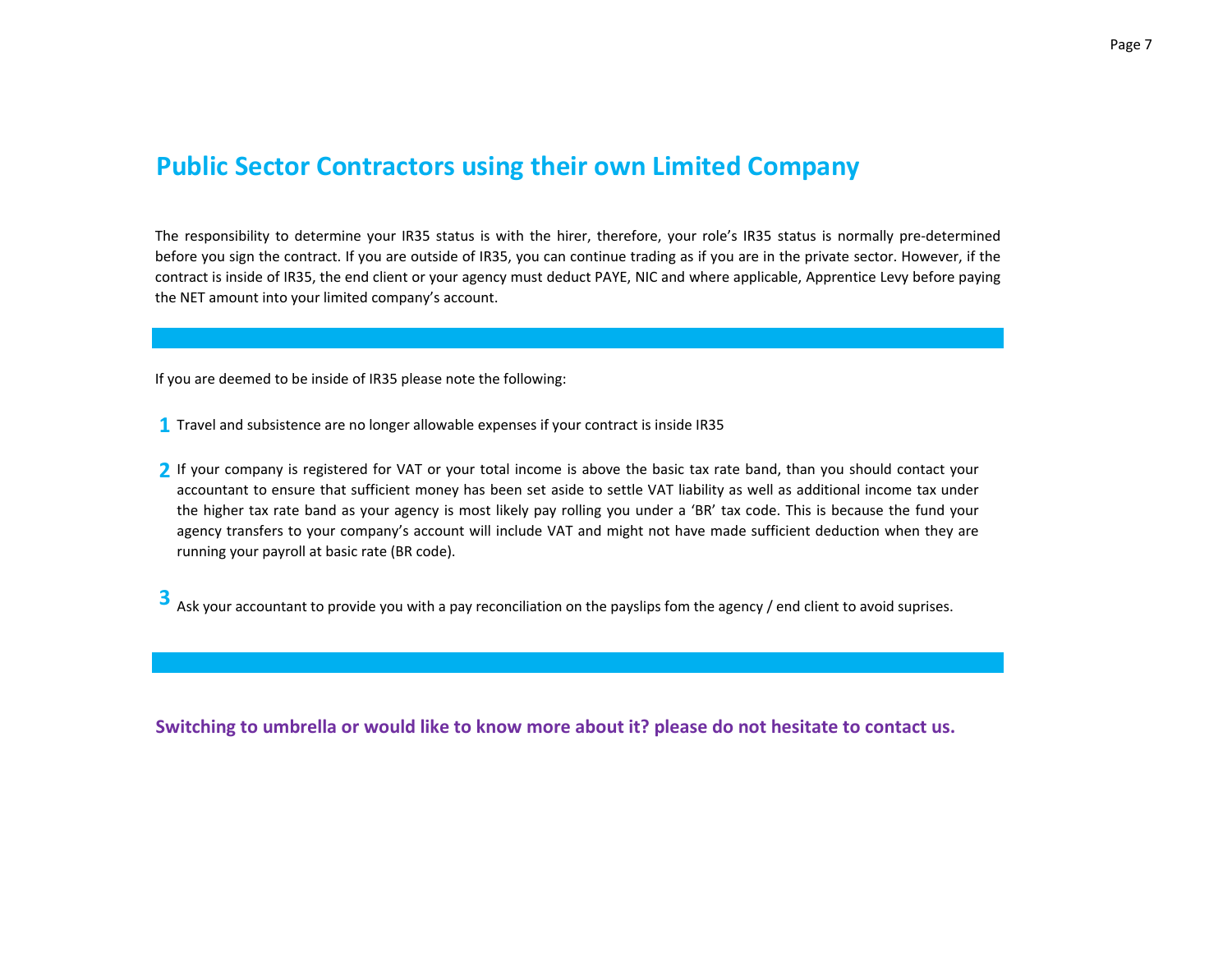# Public Sector Contractors using their own Limited Company

The responsibility to determine your IR35 status is with the hirer, therefore, your role's IR35 status is normally pre-determined before you sign the contract. If you are outside of IR35, you can continue trading as if you are in the private sector. However, if the contract is inside of IR35, the end client or your agency must deduct PAYE, NIC and where applicable, Apprentice Levy before paying the NET amount into your limited company's account.

If you are deemed to be inside of IR35 please note the following:

1. Travel and subsistence are no longer allowable expenses if your contract is inside IR35

2. If your company is registered for VAT or your total income is above the basic tax rate band, than you should contact your accountant to ensure that sufficient money has been set aside to settle VAT liability as well as additional income tax under the higher tax rate band as your agency is most likely pay rolling you under a 'BR' tax code. This is because the fund your agency transfers to your company's account will include VAT and might not have made sufficient deduction when they are running your payroll at basic rate (BR code).

3. Ask your accountant to provide you with a pay reconciliation on the payslips fom the agency / end client to avoid suprises.

**Switching to umbrella or would like to know more about it? please do not hesitate to contact us.**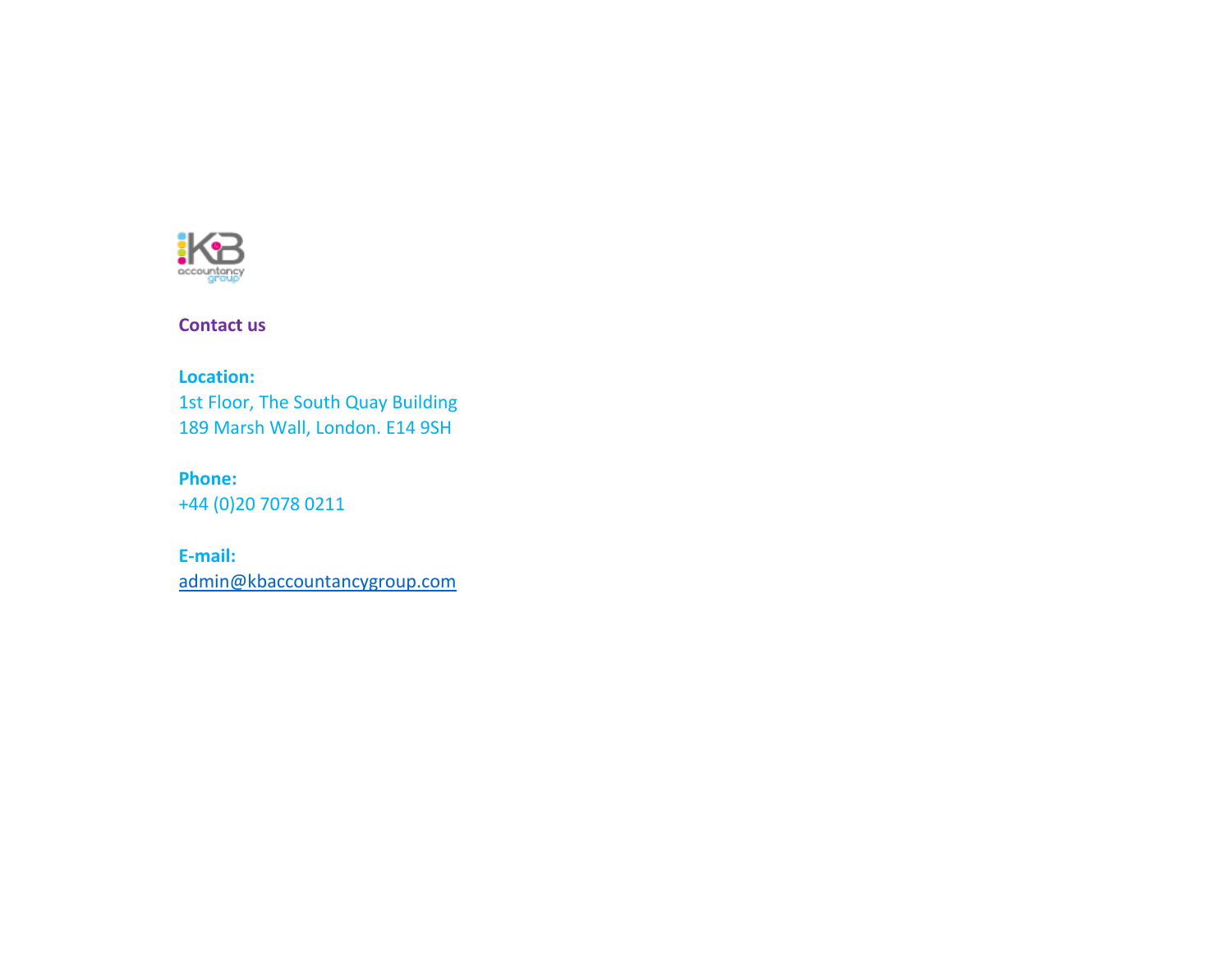**Contact us**

**Location:**
1st Floor, The South Quay Building
189 Marsh Wall, London. E14 9SH

**Phone:**
+44 (0)20 7078 0211

**E-mail:**
admin@kbaccountancygroup.com